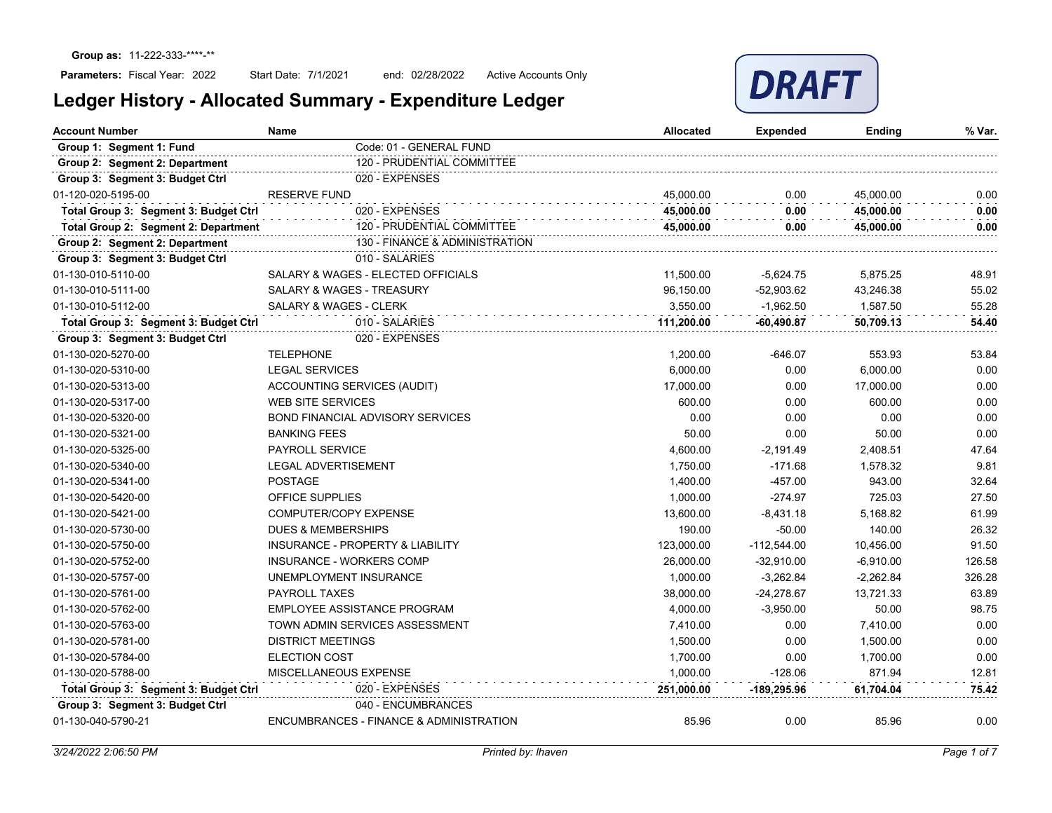**Group as:** 11-222-333-****-**

**Parameters:** Fiscal Year: 2022 Start Date: 7/1/2021 end: 02/28/2022 Active Accounts Only

# Ledger History - Allocated Summary - Expenditure Ledger

DRAFT

| Account Number | Name | | Allocated | Expended | Ending | % Var. |
|---|---|---|---|---|---|---|
| **Group 1: Segment 1: Fund** | | Code: 01 - GENERAL FUND | | | | |
| **Group 2: Segment 2: Department** | | 120 - PRUDENTIAL COMMITTEE | | | | |
| **Group 3: Segment 3: Budget Ctrl** | | 020 - EXPENSES | | | | |
| 01-120-020-5195-00 | RESERVE FUND | | 45,000.00 | 0.00 | 45,000.00 | 0.00 |
| **Total Group 3: Segment 3: Budget Ctrl** | | 020 - EXPENSES | **45,000.00** | **0.00** | **45,000.00** | **0.00** |
| **Total Group 2: Segment 2: Department** | | 120 - PRUDENTIAL COMMITTEE | **45,000.00** | **0.00** | **45,000.00** | **0.00** |
| **Group 2: Segment 2: Department** | | 130 - FINANCE & ADMINISTRATION | | | | |
| **Group 3: Segment 3: Budget Ctrl** | | 010 - SALARIES | | | | |
| 01-130-010-5110-00 | SALARY & WAGES - ELECTED OFFICIALS | | 11,500.00 | -5,624.75 | 5,875.25 | 48.91 |
| 01-130-010-5111-00 | SALARY & WAGES - TREASURY | | 96,150.00 | -52,903.62 | 43,246.38 | 55.02 |
| 01-130-010-5112-00 | SALARY & WAGES - CLERK | | 3,550.00 | -1,962.50 | 1,587.50 | 55.28 |
| **Total Group 3: Segment 3: Budget Ctrl** | | 010 - SALARIES | **111,200.00** | **-60,490.87** | **50,709.13** | **54.40** |
| **Group 3: Segment 3: Budget Ctrl** | | 020 - EXPENSES | | | | |
| 01-130-020-5270-00 | TELEPHONE | | 1,200.00 | -646.07 | 553.93 | 53.84 |
| 01-130-020-5310-00 | LEGAL SERVICES | | 6,000.00 | 0.00 | 6,000.00 | 0.00 |
| 01-130-020-5313-00 | ACCOUNTING SERVICES (AUDIT) | | 17,000.00 | 0.00 | 17,000.00 | 0.00 |
| 01-130-020-5317-00 | WEB SITE SERVICES | | 600.00 | 0.00 | 600.00 | 0.00 |
| 01-130-020-5320-00 | BOND FINANCIAL ADVISORY SERVICES | | 0.00 | 0.00 | 0.00 | 0.00 |
| 01-130-020-5321-00 | BANKING FEES | | 50.00 | 0.00 | 50.00 | 0.00 |
| 01-130-020-5325-00 | PAYROLL SERVICE | | 4,600.00 | -2,191.49 | 2,408.51 | 47.64 |
| 01-130-020-5340-00 | LEGAL ADVERTISEMENT | | 1,750.00 | -171.68 | 1,578.32 | 9.81 |
| 01-130-020-5341-00 | POSTAGE | | 1,400.00 | -457.00 | 943.00 | 32.64 |
| 01-130-020-5420-00 | OFFICE SUPPLIES | | 1,000.00 | -274.97 | 725.03 | 27.50 |
| 01-130-020-5421-00 | COMPUTER/COPY EXPENSE | | 13,600.00 | -8,431.18 | 5,168.82 | 61.99 |
| 01-130-020-5730-00 | DUES & MEMBERSHIPS | | 190.00 | -50.00 | 140.00 | 26.32 |
| 01-130-020-5750-00 | INSURANCE - PROPERTY & LIABILITY | | 123,000.00 | -112,544.00 | 10,456.00 | 91.50 |
| 01-130-020-5752-00 | INSURANCE - WORKERS COMP | | 26,000.00 | -32,910.00 | -6,910.00 | 126.58 |
| 01-130-020-5757-00 | UNEMPLOYMENT INSURANCE | | 1,000.00 | -3,262.84 | -2,262.84 | 326.28 |
| 01-130-020-5761-00 | PAYROLL TAXES | | 38,000.00 | -24,278.67 | 13,721.33 | 63.89 |
| 01-130-020-5762-00 | EMPLOYEE ASSISTANCE PROGRAM | | 4,000.00 | -3,950.00 | 50.00 | 98.75 |
| 01-130-020-5763-00 | TOWN ADMIN SERVICES ASSESSMENT | | 7,410.00 | 0.00 | 7,410.00 | 0.00 |
| 01-130-020-5781-00 | DISTRICT MEETINGS | | 1,500.00 | 0.00 | 1,500.00 | 0.00 |
| 01-130-020-5784-00 | ELECTION COST | | 1,700.00 | 0.00 | 1,700.00 | 0.00 |
| 01-130-020-5788-00 | MISCELLANEOUS EXPENSE | | 1,000.00 | -128.06 | 871.94 | 12.81 |
| **Total Group 3: Segment 3: Budget Ctrl** | | 020 - EXPENSES | **251,000.00** | **-189,295.96** | **61,704.04** | **75.42** |
| **Group 3: Segment 3: Budget Ctrl** | | 040 - ENCUMBRANCES | | | | |
| 01-130-040-5790-21 | ENCUMBRANCES - FINANCE & ADMINISTRATION | | 85.96 | 0.00 | 85.96 | 0.00 |

*3/24/2022 2:06:50 PM* *Printed by: lhaven*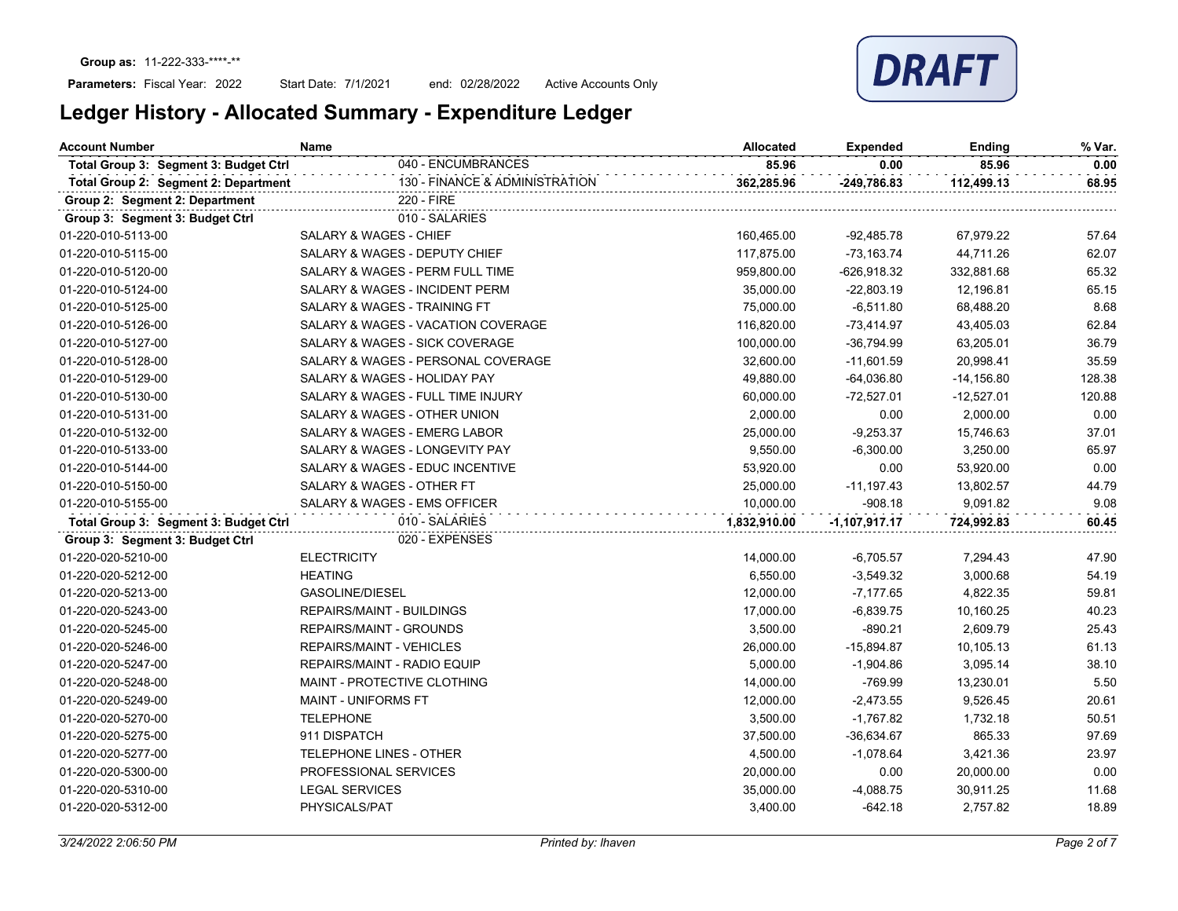**Group as:** 11-222-333-****-**

**Parameters:** Fiscal Year: 2022 Start Date: 7/1/2021 end: 02/28/2022 Active Accounts Only

DRAFT

# Ledger History - Allocated Summary - Expenditure Ledger

| Account Number | Name | Allocated | Expended | Ending | % Var. |
|---|---|---|---|---|---|
| **Total Group 3: Segment 3: Budget Ctrl** | 040 - ENCUMBRANCES | **85.96** | **0.00** | **85.96** | **0.00** |
| **Total Group 2: Segment 2: Department** | 130 - FINANCE & ADMINISTRATION | **362,285.96** | **-249,786.83** | **112,499.13** | **68.95** |
| **Group 2: Segment 2: Department** | 220 - FIRE | | | | |
| **Group 3: Segment 3: Budget Ctrl** | 010 - SALARIES | | | | |
| 01-220-010-5113-00 | SALARY & WAGES - CHIEF | 160,465.00 | -92,485.78 | 67,979.22 | 57.64 |
| 01-220-010-5115-00 | SALARY & WAGES - DEPUTY CHIEF | 117,875.00 | -73,163.74 | 44,711.26 | 62.07 |
| 01-220-010-5120-00 | SALARY & WAGES - PERM FULL TIME | 959,800.00 | -626,918.32 | 332,881.68 | 65.32 |
| 01-220-010-5124-00 | SALARY & WAGES - INCIDENT PERM | 35,000.00 | -22,803.19 | 12,196.81 | 65.15 |
| 01-220-010-5125-00 | SALARY & WAGES - TRAINING FT | 75,000.00 | -6,511.80 | 68,488.20 | 8.68 |
| 01-220-010-5126-00 | SALARY & WAGES - VACATION COVERAGE | 116,820.00 | -73,414.97 | 43,405.03 | 62.84 |
| 01-220-010-5127-00 | SALARY & WAGES - SICK COVERAGE | 100,000.00 | -36,794.99 | 63,205.01 | 36.79 |
| 01-220-010-5128-00 | SALARY & WAGES - PERSONAL COVERAGE | 32,600.00 | -11,601.59 | 20,998.41 | 35.59 |
| 01-220-010-5129-00 | SALARY & WAGES - HOLIDAY PAY | 49,880.00 | -64,036.80 | -14,156.80 | 128.38 |
| 01-220-010-5130-00 | SALARY & WAGES - FULL TIME INJURY | 60,000.00 | -72,527.01 | -12,527.01 | 120.88 |
| 01-220-010-5131-00 | SALARY & WAGES - OTHER UNION | 2,000.00 | 0.00 | 2,000.00 | 0.00 |
| 01-220-010-5132-00 | SALARY & WAGES - EMERG LABOR | 25,000.00 | -9,253.37 | 15,746.63 | 37.01 |
| 01-220-010-5133-00 | SALARY & WAGES - LONGEVITY PAY | 9,550.00 | -6,300.00 | 3,250.00 | 65.97 |
| 01-220-010-5144-00 | SALARY & WAGES - EDUC INCENTIVE | 53,920.00 | 0.00 | 53,920.00 | 0.00 |
| 01-220-010-5150-00 | SALARY & WAGES - OTHER FT | 25,000.00 | -11,197.43 | 13,802.57 | 44.79 |
| 01-220-010-5155-00 | SALARY & WAGES - EMS OFFICER | 10,000.00 | -908.18 | 9,091.82 | 9.08 |
| **Total Group 3: Segment 3: Budget Ctrl** | 010 - SALARIES | **1,832,910.00** | **-1,107,917.17** | **724,992.83** | **60.45** |
| **Group 3: Segment 3: Budget Ctrl** | 020 - EXPENSES | | | | |
| 01-220-020-5210-00 | ELECTRICITY | 14,000.00 | -6,705.57 | 7,294.43 | 47.90 |
| 01-220-020-5212-00 | HEATING | 6,550.00 | -3,549.32 | 3,000.68 | 54.19 |
| 01-220-020-5213-00 | GASOLINE/DIESEL | 12,000.00 | -7,177.65 | 4,822.35 | 59.81 |
| 01-220-020-5243-00 | REPAIRS/MAINT - BUILDINGS | 17,000.00 | -6,839.75 | 10,160.25 | 40.23 |
| 01-220-020-5245-00 | REPAIRS/MAINT - GROUNDS | 3,500.00 | -890.21 | 2,609.79 | 25.43 |
| 01-220-020-5246-00 | REPAIRS/MAINT - VEHICLES | 26,000.00 | -15,894.87 | 10,105.13 | 61.13 |
| 01-220-020-5247-00 | REPAIRS/MAINT - RADIO EQUIP | 5,000.00 | -1,904.86 | 3,095.14 | 38.10 |
| 01-220-020-5248-00 | MAINT - PROTECTIVE CLOTHING | 14,000.00 | -769.99 | 13,230.01 | 5.50 |
| 01-220-020-5249-00 | MAINT - UNIFORMS FT | 12,000.00 | -2,473.55 | 9,526.45 | 20.61 |
| 01-220-020-5270-00 | TELEPHONE | 3,500.00 | -1,767.82 | 1,732.18 | 50.51 |
| 01-220-020-5275-00 | 911 DISPATCH | 37,500.00 | -36,634.67 | 865.33 | 97.69 |
| 01-220-020-5277-00 | TELEPHONE LINES - OTHER | 4,500.00 | -1,078.64 | 3,421.36 | 23.97 |
| 01-220-020-5300-00 | PROFESSIONAL SERVICES | 20,000.00 | 0.00 | 20,000.00 | 0.00 |
| 01-220-020-5310-00 | LEGAL SERVICES | 35,000.00 | -4,088.75 | 30,911.25 | 11.68 |
| 01-220-020-5312-00 | PHYSICALS/PAT | 3,400.00 | -642.18 | 2,757.82 | 18.89 |

*3/24/2022 2:06:50 PM* *Printed by: lhaven*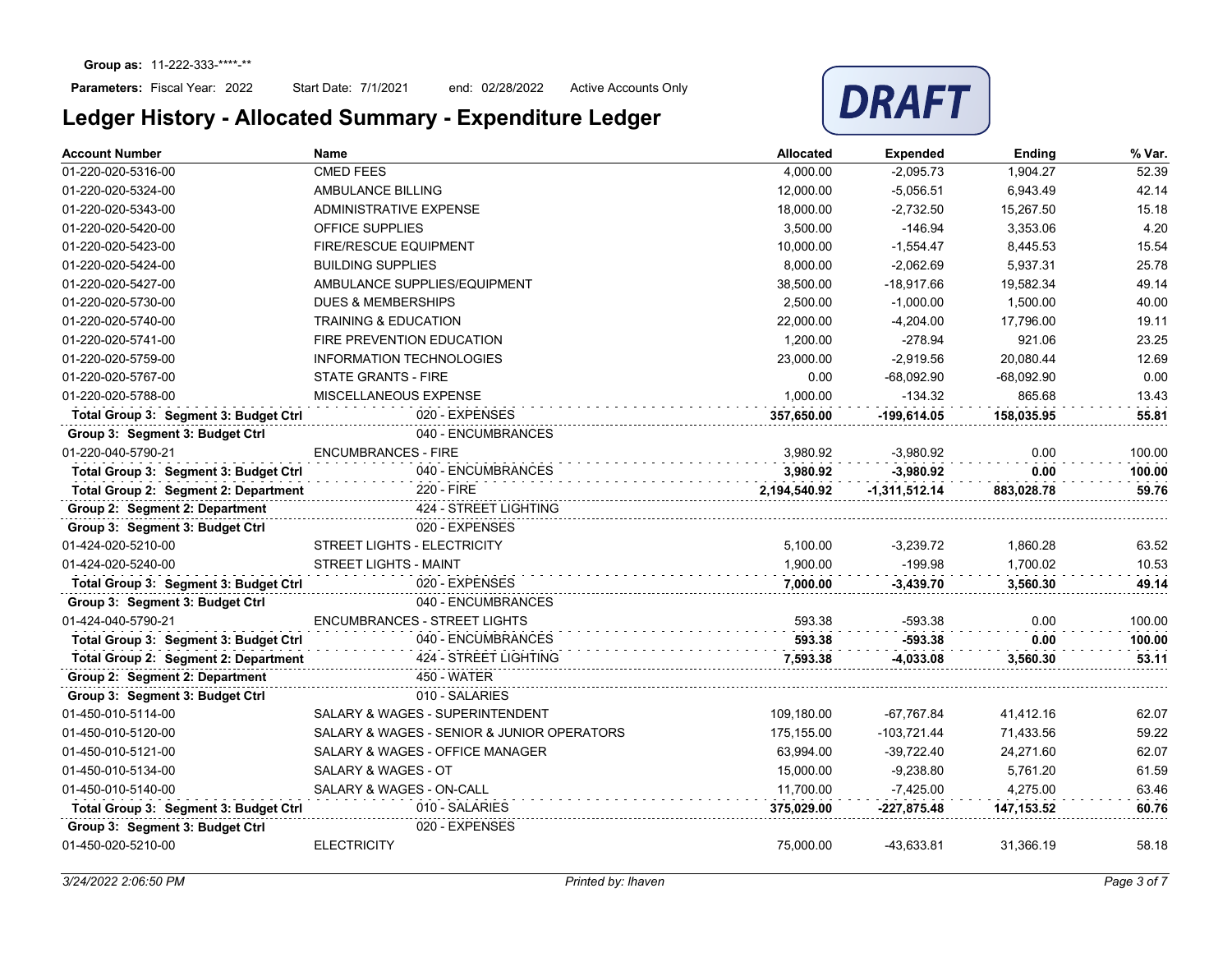**Group as:** 11-222-333-****-**

**Parameters:** Fiscal Year: 2022 Start Date: 7/1/2021 end: 02/28/2022 Active Accounts Only

# Ledger History - Allocated Summary - Expenditure Ledger

DRAFT

| Account Number | Name | Allocated | Expended | Ending | % Var. |
|---|---|---|---|---|---|
| 01-220-020-5316-00 | CMED FEES | 4,000.00 | -2,095.73 | 1,904.27 | 52.39 |
| 01-220-020-5324-00 | AMBULANCE BILLING | 12,000.00 | -5,056.51 | 6,943.49 | 42.14 |
| 01-220-020-5343-00 | ADMINISTRATIVE EXPENSE | 18,000.00 | -2,732.50 | 15,267.50 | 15.18 |
| 01-220-020-5420-00 | OFFICE SUPPLIES | 3,500.00 | -146.94 | 3,353.06 | 4.20 |
| 01-220-020-5423-00 | FIRE/RESCUE EQUIPMENT | 10,000.00 | -1,554.47 | 8,445.53 | 15.54 |
| 01-220-020-5424-00 | BUILDING SUPPLIES | 8,000.00 | -2,062.69 | 5,937.31 | 25.78 |
| 01-220-020-5427-00 | AMBULANCE SUPPLIES/EQUIPMENT | 38,500.00 | -18,917.66 | 19,582.34 | 49.14 |
| 01-220-020-5730-00 | DUES & MEMBERSHIPS | 2,500.00 | -1,000.00 | 1,500.00 | 40.00 |
| 01-220-020-5740-00 | TRAINING & EDUCATION | 22,000.00 | -4,204.00 | 17,796.00 | 19.11 |
| 01-220-020-5741-00 | FIRE PREVENTION EDUCATION | 1,200.00 | -278.94 | 921.06 | 23.25 |
| 01-220-020-5759-00 | INFORMATION TECHNOLOGIES | 23,000.00 | -2,919.56 | 20,080.44 | 12.69 |
| 01-220-020-5767-00 | STATE GRANTS - FIRE | 0.00 | -68,092.90 | -68,092.90 | 0.00 |
| 01-220-020-5788-00 | MISCELLANEOUS EXPENSE | 1,000.00 | -134.32 | 865.68 | 13.43 |
| **Total Group 3: Segment 3: Budget Ctrl** | 020 - EXPENSES | **357,650.00** | **-199,614.05** | **158,035.95** | **55.81** |
| **Group 3: Segment 3: Budget Ctrl** | 040 - ENCUMBRANCES | | | | |
| 01-220-040-5790-21 | ENCUMBRANCES - FIRE | 3,980.92 | -3,980.92 | 0.00 | 100.00 |
| **Total Group 3: Segment 3: Budget Ctrl** | 040 - ENCUMBRANCES | **3,980.92** | **-3,980.92** | **0.00** | **100.00** |
| **Total Group 2: Segment 2: Department** | 220 - FIRE | **2,194,540.92** | **-1,311,512.14** | **883,028.78** | **59.76** |
| **Group 2: Segment 2: Department** | 424 - STREET LIGHTING | | | | |
| **Group 3: Segment 3: Budget Ctrl** | 020 - EXPENSES | | | | |
| 01-424-020-5210-00 | STREET LIGHTS - ELECTRICITY | 5,100.00 | -3,239.72 | 1,860.28 | 63.52 |
| 01-424-020-5240-00 | STREET LIGHTS - MAINT | 1,900.00 | -199.98 | 1,700.02 | 10.53 |
| **Total Group 3: Segment 3: Budget Ctrl** | 020 - EXPENSES | **7,000.00** | **-3,439.70** | **3,560.30** | **49.14** |
| **Group 3: Segment 3: Budget Ctrl** | 040 - ENCUMBRANCES | | | | |
| 01-424-040-5790-21 | ENCUMBRANCES - STREET LIGHTS | 593.38 | -593.38 | 0.00 | 100.00 |
| **Total Group 3: Segment 3: Budget Ctrl** | 040 - ENCUMBRANCES | **593.38** | **-593.38** | **0.00** | **100.00** |
| **Total Group 2: Segment 2: Department** | 424 - STREET LIGHTING | **7,593.38** | **-4,033.08** | **3,560.30** | **53.11** |
| **Group 2: Segment 2: Department** | 450 - WATER | | | | |
| **Group 3: Segment 3: Budget Ctrl** | 010 - SALARIES | | | | |
| 01-450-010-5114-00 | SALARY & WAGES - SUPERINTENDENT | 109,180.00 | -67,767.84 | 41,412.16 | 62.07 |
| 01-450-010-5120-00 | SALARY & WAGES - SENIOR & JUNIOR OPERATORS | 175,155.00 | -103,721.44 | 71,433.56 | 59.22 |
| 01-450-010-5121-00 | SALARY & WAGES - OFFICE MANAGER | 63,994.00 | -39,722.40 | 24,271.60 | 62.07 |
| 01-450-010-5134-00 | SALARY & WAGES - OT | 15,000.00 | -9,238.80 | 5,761.20 | 61.59 |
| 01-450-010-5140-00 | SALARY & WAGES - ON-CALL | 11,700.00 | -7,425.00 | 4,275.00 | 63.46 |
| **Total Group 3: Segment 3: Budget Ctrl** | 010 - SALARIES | **375,029.00** | **-227,875.48** | **147,153.52** | **60.76** |
| **Group 3: Segment 3: Budget Ctrl** | 020 - EXPENSES | | | | |
| 01-450-020-5210-00 | ELECTRICITY | 75,000.00 | -43,633.81 | 31,366.19 | 58.18 |

*3/24/2022 2:06:50 PM* *Printed by: lhaven*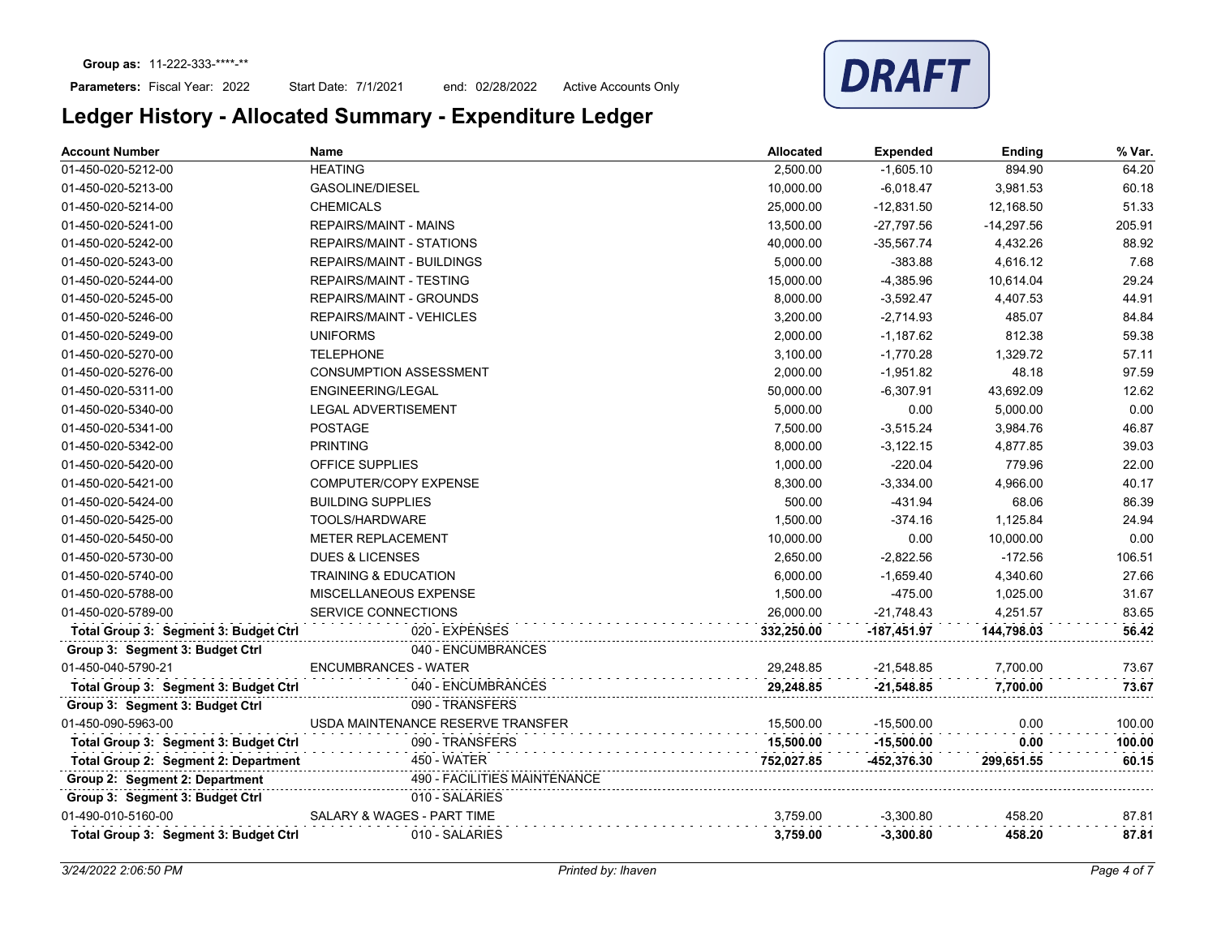**Group as:** 11-222-333-****-**

**Parameters:** Fiscal Year: 2022 Start Date: 7/1/2021 end: 02/28/2022 Active Accounts Only

DRAFT

# Ledger History - Allocated Summary - Expenditure Ledger

| Account Number | Name | Allocated | Expended | Ending | % Var. |
|---|---|---|---|---|---|
| 01-450-020-5212-00 | HEATING | 2,500.00 | -1,605.10 | 894.90 | 64.20 |
| 01-450-020-5213-00 | GASOLINE/DIESEL | 10,000.00 | -6,018.47 | 3,981.53 | 60.18 |
| 01-450-020-5214-00 | CHEMICALS | 25,000.00 | -12,831.50 | 12,168.50 | 51.33 |
| 01-450-020-5241-00 | REPAIRS/MAINT - MAINS | 13,500.00 | -27,797.56 | -14,297.56 | 205.91 |
| 01-450-020-5242-00 | REPAIRS/MAINT - STATIONS | 40,000.00 | -35,567.74 | 4,432.26 | 88.92 |
| 01-450-020-5243-00 | REPAIRS/MAINT - BUILDINGS | 5,000.00 | -383.88 | 4,616.12 | 7.68 |
| 01-450-020-5244-00 | REPAIRS/MAINT - TESTING | 15,000.00 | -4,385.96 | 10,614.04 | 29.24 |
| 01-450-020-5245-00 | REPAIRS/MAINT - GROUNDS | 8,000.00 | -3,592.47 | 4,407.53 | 44.91 |
| 01-450-020-5246-00 | REPAIRS/MAINT - VEHICLES | 3,200.00 | -2,714.93 | 485.07 | 84.84 |
| 01-450-020-5249-00 | UNIFORMS | 2,000.00 | -1,187.62 | 812.38 | 59.38 |
| 01-450-020-5270-00 | TELEPHONE | 3,100.00 | -1,770.28 | 1,329.72 | 57.11 |
| 01-450-020-5276-00 | CONSUMPTION ASSESSMENT | 2,000.00 | -1,951.82 | 48.18 | 97.59 |
| 01-450-020-5311-00 | ENGINEERING/LEGAL | 50,000.00 | -6,307.91 | 43,692.09 | 12.62 |
| 01-450-020-5340-00 | LEGAL ADVERTISEMENT | 5,000.00 | 0.00 | 5,000.00 | 0.00 |
| 01-450-020-5341-00 | POSTAGE | 7,500.00 | -3,515.24 | 3,984.76 | 46.87 |
| 01-450-020-5342-00 | PRINTING | 8,000.00 | -3,122.15 | 4,877.85 | 39.03 |
| 01-450-020-5420-00 | OFFICE SUPPLIES | 1,000.00 | -220.04 | 779.96 | 22.00 |
| 01-450-020-5421-00 | COMPUTER/COPY EXPENSE | 8,300.00 | -3,334.00 | 4,966.00 | 40.17 |
| 01-450-020-5424-00 | BUILDING SUPPLIES | 500.00 | -431.94 | 68.06 | 86.39 |
| 01-450-020-5425-00 | TOOLS/HARDWARE | 1,500.00 | -374.16 | 1,125.84 | 24.94 |
| 01-450-020-5450-00 | METER REPLACEMENT | 10,000.00 | 0.00 | 10,000.00 | 0.00 |
| 01-450-020-5730-00 | DUES & LICENSES | 2,650.00 | -2,822.56 | -172.56 | 106.51 |
| 01-450-020-5740-00 | TRAINING & EDUCATION | 6,000.00 | -1,659.40 | 4,340.60 | 27.66 |
| 01-450-020-5788-00 | MISCELLANEOUS EXPENSE | 1,500.00 | -475.00 | 1,025.00 | 31.67 |
| 01-450-020-5789-00 | SERVICE CONNECTIONS | 26,000.00 | -21,748.43 | 4,251.57 | 83.65 |
| **Total Group 3: Segment 3: Budget Ctrl** | 020 - EXPENSES | **332,250.00** | **-187,451.97** | **144,798.03** | **56.42** |
| **Group 3: Segment 3: Budget Ctrl** | 040 - ENCUMBRANCES | | | | |
| 01-450-040-5790-21 | ENCUMBRANCES - WATER | 29,248.85 | -21,548.85 | 7,700.00 | 73.67 |
| **Total Group 3: Segment 3: Budget Ctrl** | 040 - ENCUMBRANCES | **29,248.85** | **-21,548.85** | **7,700.00** | **73.67** |
| **Group 3: Segment 3: Budget Ctrl** | 090 - TRANSFERS | | | | |
| 01-450-090-5963-00 | USDA MAINTENANCE RESERVE TRANSFER | 15,500.00 | -15,500.00 | 0.00 | 100.00 |
| **Total Group 3: Segment 3: Budget Ctrl** | 090 - TRANSFERS | **15,500.00** | **-15,500.00** | **0.00** | **100.00** |
| **Total Group 2: Segment 2: Department** | 450 - WATER | **752,027.85** | **-452,376.30** | **299,651.55** | **60.15** |
| **Group 2: Segment 2: Department** | 490 - FACILITIES MAINTENANCE | | | | |
| **Group 3: Segment 3: Budget Ctrl** | 010 - SALARIES | | | | |
| 01-490-010-5160-00 | SALARY & WAGES - PART TIME | 3,759.00 | -3,300.80 | 458.20 | 87.81 |
| **Total Group 3: Segment 3: Budget Ctrl** | 010 - SALARIES | **3,759.00** | **-3,300.80** | **458.20** | **87.81** |

*3/24/2022 2:06:50 PM* *Printed by: lhaven*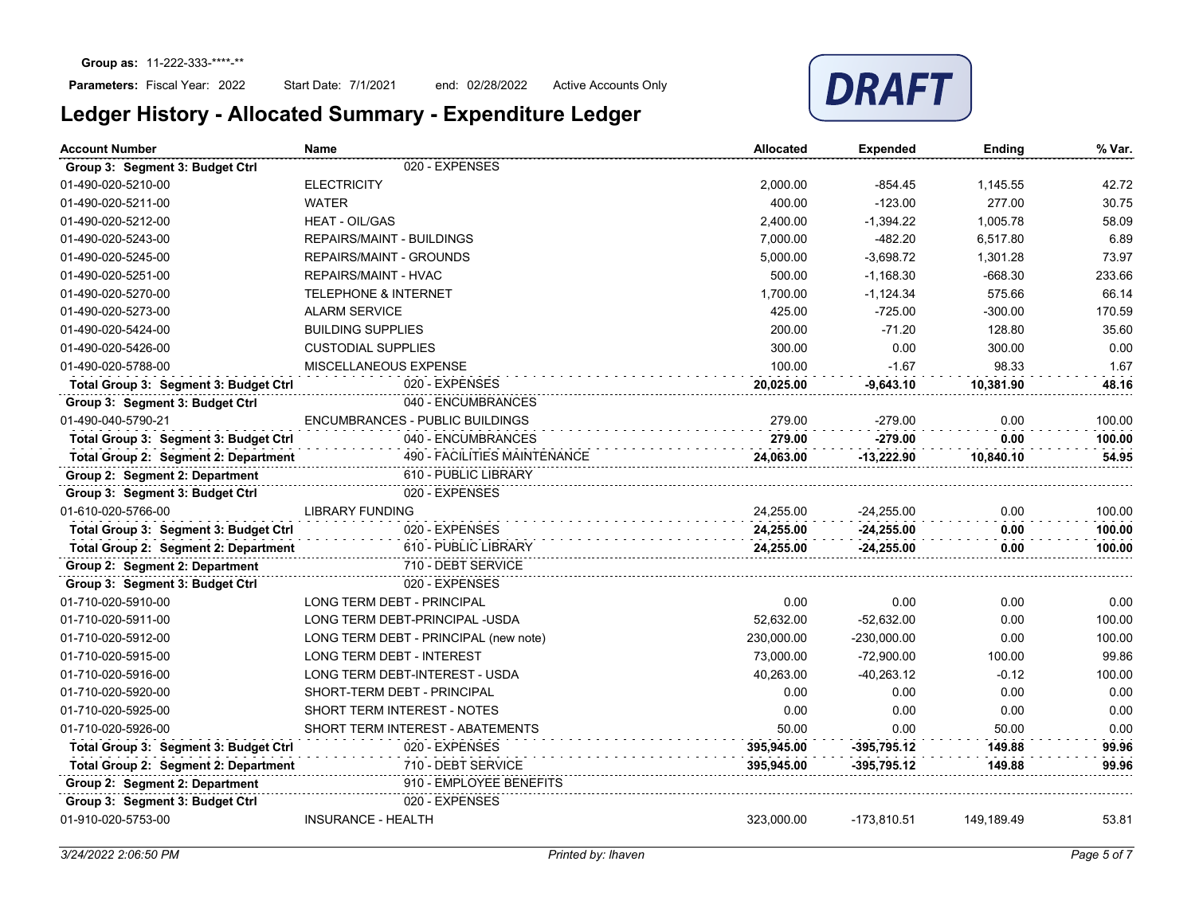**Group as:** 11-222-333-****-**

**Parameters:** Fiscal Year: 2022 Start Date: 7/1/2021 end: 02/28/2022 Active Accounts Only

DRAFT

# Ledger History - Allocated Summary - Expenditure Ledger

| Account Number | Name | Allocated | Expended | Ending | % Var. |
|---|---|---|---|---|---|
| **Group 3: Segment 3: Budget Ctrl** | 020 - EXPENSES | | | | |
| 01-490-020-5210-00 | ELECTRICITY | 2,000.00 | -854.45 | 1,145.55 | 42.72 |
| 01-490-020-5211-00 | WATER | 400.00 | -123.00 | 277.00 | 30.75 |
| 01-490-020-5212-00 | HEAT - OIL/GAS | 2,400.00 | -1,394.22 | 1,005.78 | 58.09 |
| 01-490-020-5243-00 | REPAIRS/MAINT - BUILDINGS | 7,000.00 | -482.20 | 6,517.80 | 6.89 |
| 01-490-020-5245-00 | REPAIRS/MAINT - GROUNDS | 5,000.00 | -3,698.72 | 1,301.28 | 73.97 |
| 01-490-020-5251-00 | REPAIRS/MAINT - HVAC | 500.00 | -1,168.30 | -668.30 | 233.66 |
| 01-490-020-5270-00 | TELEPHONE & INTERNET | 1,700.00 | -1,124.34 | 575.66 | 66.14 |
| 01-490-020-5273-00 | ALARM SERVICE | 425.00 | -725.00 | -300.00 | 170.59 |
| 01-490-020-5424-00 | BUILDING SUPPLIES | 200.00 | -71.20 | 128.80 | 35.60 |
| 01-490-020-5426-00 | CUSTODIAL SUPPLIES | 300.00 | 0.00 | 300.00 | 0.00 |
| 01-490-020-5788-00 | MISCELLANEOUS EXPENSE | 100.00 | -1.67 | 98.33 | 1.67 |
| **Total Group 3: Segment 3: Budget Ctrl** | 020 - EXPENSES | **20,025.00** | **-9,643.10** | **10,381.90** | **48.16** |
| **Group 3: Segment 3: Budget Ctrl** | 040 - ENCUMBRANCES | | | | |
| 01-490-040-5790-21 | ENCUMBRANCES - PUBLIC BUILDINGS | 279.00 | -279.00 | 0.00 | 100.00 |
| **Total Group 3: Segment 3: Budget Ctrl** | 040 - ENCUMBRANCES | **279.00** | **-279.00** | **0.00** | **100.00** |
| **Total Group 2: Segment 2: Department** | 490 - FACILITIES MAINTENANCE | **24,063.00** | **-13,222.90** | **10,840.10** | **54.95** |
| **Group 2: Segment 2: Department** | 610 - PUBLIC LIBRARY | | | | |
| **Group 3: Segment 3: Budget Ctrl** | 020 - EXPENSES | | | | |
| 01-610-020-5766-00 | LIBRARY FUNDING | 24,255.00 | -24,255.00 | 0.00 | 100.00 |
| **Total Group 3: Segment 3: Budget Ctrl** | 020 - EXPENSES | **24,255.00** | **-24,255.00** | **0.00** | **100.00** |
| **Total Group 2: Segment 2: Department** | 610 - PUBLIC LIBRARY | **24,255.00** | **-24,255.00** | **0.00** | **100.00** |
| **Group 2: Segment 2: Department** | 710 - DEBT SERVICE | | | | |
| **Group 3: Segment 3: Budget Ctrl** | 020 - EXPENSES | | | | |
| 01-710-020-5910-00 | LONG TERM DEBT - PRINCIPAL | 0.00 | 0.00 | 0.00 | 0.00 |
| 01-710-020-5911-00 | LONG TERM DEBT-PRINCIPAL -USDA | 52,632.00 | -52,632.00 | 0.00 | 100.00 |
| 01-710-020-5912-00 | LONG TERM DEBT - PRINCIPAL (new note) | 230,000.00 | -230,000.00 | 0.00 | 100.00 |
| 01-710-020-5915-00 | LONG TERM DEBT - INTEREST | 73,000.00 | -72,900.00 | 100.00 | 99.86 |
| 01-710-020-5916-00 | LONG TERM DEBT-INTEREST - USDA | 40,263.00 | -40,263.12 | -0.12 | 100.00 |
| 01-710-020-5920-00 | SHORT-TERM DEBT - PRINCIPAL | 0.00 | 0.00 | 0.00 | 0.00 |
| 01-710-020-5925-00 | SHORT TERM INTEREST - NOTES | 0.00 | 0.00 | 0.00 | 0.00 |
| 01-710-020-5926-00 | SHORT TERM INTEREST - ABATEMENTS | 50.00 | 0.00 | 50.00 | 0.00 |
| **Total Group 3: Segment 3: Budget Ctrl** | 020 - EXPENSES | **395,945.00** | **-395,795.12** | **149.88** | **99.96** |
| **Total Group 2: Segment 2: Department** | 710 - DEBT SERVICE | **395,945.00** | **-395,795.12** | **149.88** | **99.96** |
| **Group 2: Segment 2: Department** | 910 - EMPLOYEE BENEFITS | | | | |
| **Group 3: Segment 3: Budget Ctrl** | 020 - EXPENSES | | | | |
| 01-910-020-5753-00 | INSURANCE - HEALTH | 323,000.00 | -173,810.51 | 149,189.49 | 53.81 |

*3/24/2022 2:06:50 PM* *Printed by: lhaven*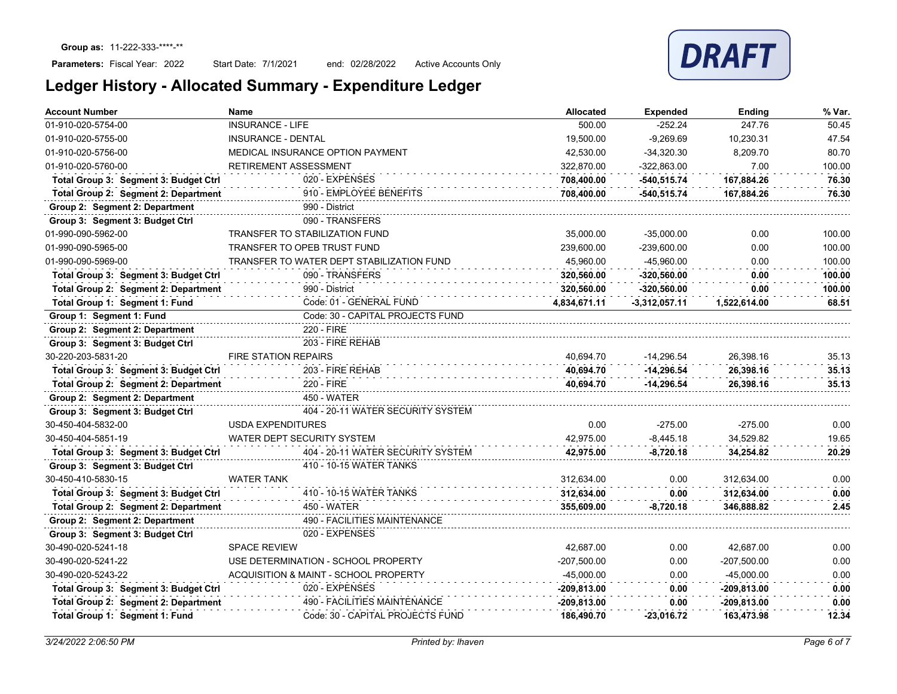**Group as:** 11-222-333-****-**

**Parameters:** Fiscal Year: 2022 Start Date: 7/1/2021 end: 02/28/2022 Active Accounts Only

**DRAFT**

# Ledger History - Allocated Summary - Expenditure Ledger

| Account Number | Name | Allocated | Expended | Ending | % Var. |
|---|---|---|---|---|---|
| 01-910-020-5754-00 | INSURANCE - LIFE | 500.00 | -252.24 | 247.76 | 50.45 |
| 01-910-020-5755-00 | INSURANCE - DENTAL | 19,500.00 | -9,269.69 | 10,230.31 | 47.54 |
| 01-910-020-5756-00 | MEDICAL INSURANCE OPTION PAYMENT | 42,530.00 | -34,320.30 | 8,209.70 | 80.70 |
| 01-910-020-5760-00 | RETIREMENT ASSESSMENT | 322,870.00 | -322,863.00 | 7.00 | 100.00 |
| **Total Group 3: Segment 3: Budget Ctrl** | 020 - EXPENSES | **708,400.00** | **-540,515.74** | **167,884.26** | **76.30** |
| **Total Group 2: Segment 2: Department** | 910 - EMPLOYEE BENEFITS | **708,400.00** | **-540,515.74** | **167,884.26** | **76.30** |
| **Group 2: Segment 2: Department** | 990 - District | | | | |
| **Group 3: Segment 3: Budget Ctrl** | 090 - TRANSFERS | | | | |
| 01-990-090-5962-00 | TRANSFER TO STABILIZATION FUND | 35,000.00 | -35,000.00 | 0.00 | 100.00 |
| 01-990-090-5965-00 | TRANSFER TO OPEB TRUST FUND | 239,600.00 | -239,600.00 | 0.00 | 100.00 |
| 01-990-090-5969-00 | TRANSFER TO WATER DEPT STABILIZATION FUND | 45,960.00 | -45,960.00 | 0.00 | 100.00 |
| **Total Group 3: Segment 3: Budget Ctrl** | 090 - TRANSFERS | **320,560.00** | **-320,560.00** | **0.00** | **100.00** |
| **Total Group 2: Segment 2: Department** | 990 - District | **320,560.00** | **-320,560.00** | **0.00** | **100.00** |
| **Total Group 1: Segment 1: Fund** | Code: 01 - GENERAL FUND | **4,834,671.11** | **-3,312,057.11** | **1,522,614.00** | **68.51** |
| **Group 1: Segment 1: Fund** | Code: 30 - CAPITAL PROJECTS FUND | | | | |
| **Group 2: Segment 2: Department** | 220 - FIRE | | | | |
| **Group 3: Segment 3: Budget Ctrl** | 203 - FIRE REHAB | | | | |
| 30-220-203-5831-20 | FIRE STATION REPAIRS | 40,694.70 | -14,296.54 | 26,398.16 | 35.13 |
| **Total Group 3: Segment 3: Budget Ctrl** | 203 - FIRE REHAB | **40,694.70** | **-14,296.54** | **26,398.16** | **35.13** |
| **Total Group 2: Segment 2: Department** | 220 - FIRE | **40,694.70** | **-14,296.54** | **26,398.16** | **35.13** |
| **Group 2: Segment 2: Department** | 450 - WATER | | | | |
| **Group 3: Segment 3: Budget Ctrl** | 404 - 20-11 WATER SECURITY SYSTEM | | | | |
| 30-450-404-5832-00 | USDA EXPENDITURES | 0.00 | -275.00 | -275.00 | 0.00 |
| 30-450-404-5851-19 | WATER DEPT SECURITY SYSTEM | 42,975.00 | -8,445.18 | 34,529.82 | 19.65 |
| **Total Group 3: Segment 3: Budget Ctrl** | 404 - 20-11 WATER SECURITY SYSTEM | **42,975.00** | **-8,720.18** | **34,254.82** | **20.29** |
| **Group 3: Segment 3: Budget Ctrl** | 410 - 10-15 WATER TANKS | | | | |
| 30-450-410-5830-15 | WATER TANK | 312,634.00 | 0.00 | 312,634.00 | 0.00 |
| **Total Group 3: Segment 3: Budget Ctrl** | 410 - 10-15 WATER TANKS | **312,634.00** | **0.00** | **312,634.00** | **0.00** |
| **Total Group 2: Segment 2: Department** | 450 - WATER | **355,609.00** | **-8,720.18** | **346,888.82** | **2.45** |
| **Group 2: Segment 2: Department** | 490 - FACILITIES MAINTENANCE | | | | |
| **Group 3: Segment 3: Budget Ctrl** | 020 - EXPENSES | | | | |
| 30-490-020-5241-18 | SPACE REVIEW | 42,687.00 | 0.00 | 42,687.00 | 0.00 |
| 30-490-020-5241-22 | USE DETERMINATION - SCHOOL PROPERTY | -207,500.00 | 0.00 | -207,500.00 | 0.00 |
| 30-490-020-5243-22 | ACQUISITION & MAINT - SCHOOL PROPERTY | -45,000.00 | 0.00 | -45,000.00 | 0.00 |
| **Total Group 3: Segment 3: Budget Ctrl** | 020 - EXPENSES | **-209,813.00** | **0.00** | **-209,813.00** | **0.00** |
| **Total Group 2: Segment 2: Department** | 490 - FACILITIES MAINTENANCE | **-209,813.00** | **0.00** | **-209,813.00** | **0.00** |
| **Total Group 1: Segment 1: Fund** | Code: 30 - CAPITAL PROJECTS FUND | **186,490.70** | **-23,016.72** | **163,473.98** | **12.34** |

*3/24/2022 2:06:50 PM* *Printed by: lhaven*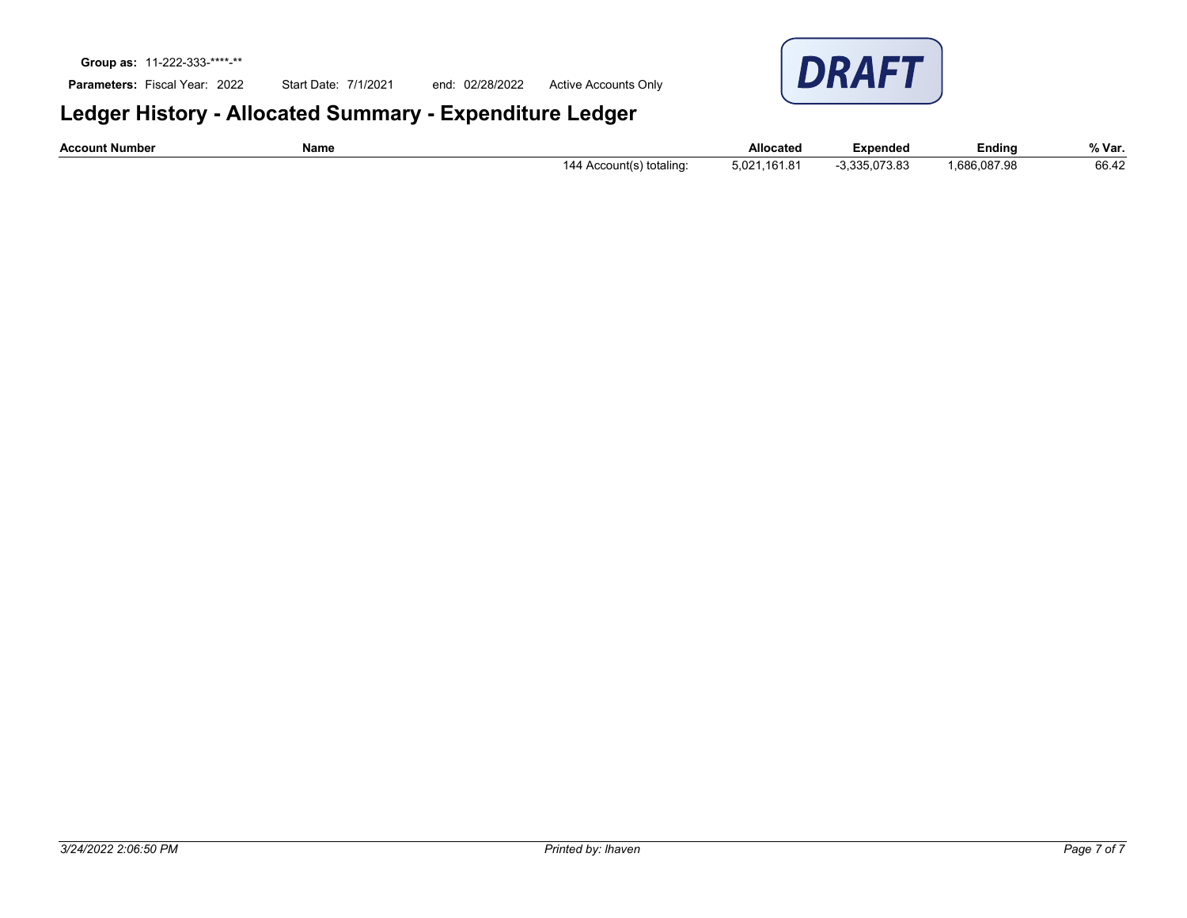**Group as:** 11-222-333-****-**

**Parameters:** Fiscal Year: 2022 Start Date: 7/1/2021 end: 02/28/2022 Active Accounts Only

DRAFT

# Ledger History - Allocated Summary - Expenditure Ledger

| Account Number | Name | | Allocated | Expended | Ending | % Var. |
|---|---|---|---|---|---|---|
| | | 144 Account(s) totaling: | 5,021,161.81 | -3,335,073.83 | 1,686,087.98 | 66.42 |

*3/24/2022 2:06:50 PM* *Printed by: lhaven*